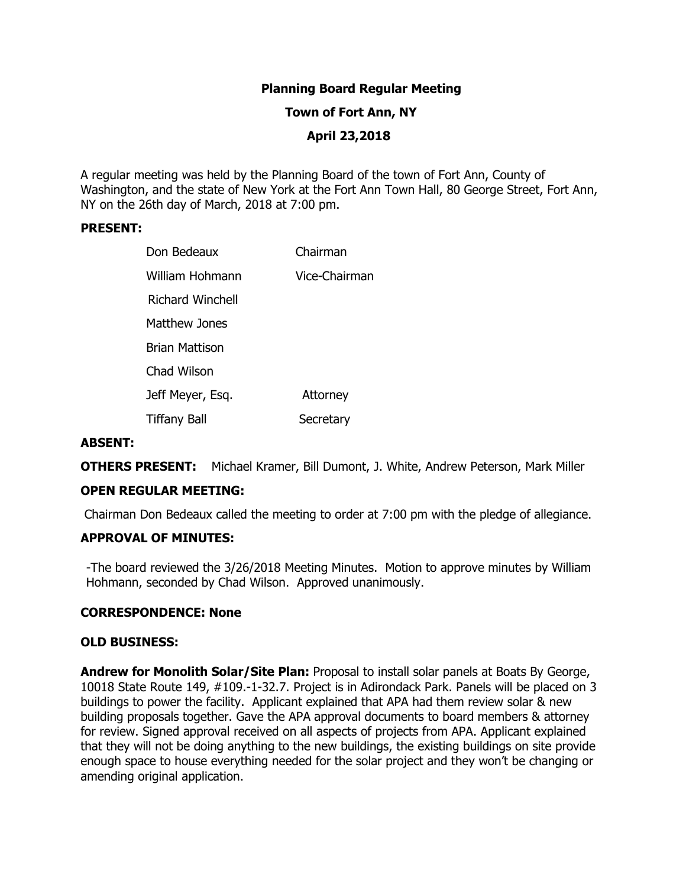**Planning Board Regular Meeting**

**Town of Fort Ann, NY**

**April 23,2018**

A regular meeting was held by the Planning Board of the town of Fort Ann, County of Washington, and the state of New York at the Fort Ann Town Hall, 80 George Street, Fort Ann, NY on the 26th day of March, 2018 at 7:00 pm.

**PRESENT:**

| | |
|---|---|
| Don Bedeaux | Chairman |
| William Hohmann | Vice-Chairman |
| Richard Winchell | |
| Matthew Jones | |
| Brian Mattison | |
| Chad Wilson | |
| Jeff Meyer, Esq. | Attorney |
| Tiffany Ball | Secretary |

**ABSENT:**

**OTHERS PRESENT:** Michael Kramer, Bill Dumont, J. White, Andrew Peterson, Mark Miller

**OPEN REGULAR MEETING:**

Chairman Don Bedeaux called the meeting to order at 7:00 pm with the pledge of allegiance.

**APPROVAL OF MINUTES:**

-The board reviewed the 3/26/2018 Meeting Minutes. Motion to approve minutes by William Hohmann, seconded by Chad Wilson. Approved unanimously.

**CORRESPONDENCE: None**

**OLD BUSINESS:**

**Andrew for Monolith Solar/Site Plan:** Proposal to install solar panels at Boats By George, 10018 State Route 149, #109.-1-32.7. Project is in Adirondack Park. Panels will be placed on 3 buildings to power the facility. Applicant explained that APA had them review solar & new building proposals together. Gave the APA approval documents to board members & attorney for review. Signed approval received on all aspects of projects from APA. Applicant explained that they will not be doing anything to the new buildings, the existing buildings on site provide enough space to house everything needed for the solar project and they won't be changing or amending original application.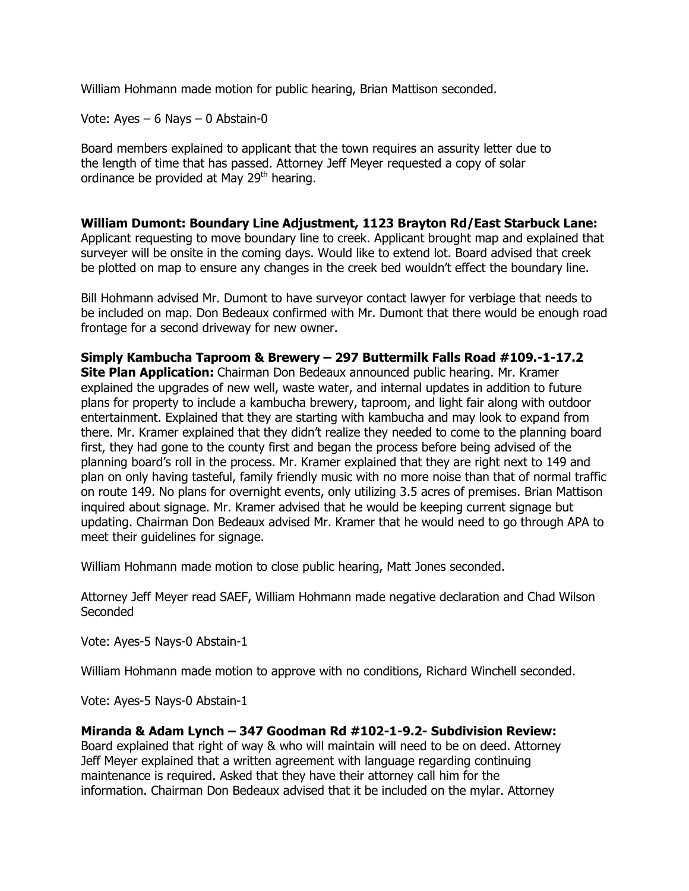William Hohmann made motion for public hearing, Brian Mattison seconded.

Vote: Ayes – 6 Nays – 0 Abstain-0

Board members explained to applicant that the town requires an assurity letter due to the length of time that has passed. Attorney Jeff Meyer requested a copy of solar ordinance be provided at May 29th hearing.

**William Dumont: Boundary Line Adjustment, 1123 Brayton Rd/East Starbuck Lane:** Applicant requesting to move boundary line to creek. Applicant brought map and explained that surveyer will be onsite in the coming days. Would like to extend lot. Board advised that creek be plotted on map to ensure any changes in the creek bed wouldn't effect the boundary line.

Bill Hohmann advised Mr. Dumont to have surveyor contact lawyer for verbiage that needs to be included on map. Don Bedeaux confirmed with Mr. Dumont that there would be enough road frontage for a second driveway for new owner.

**Simply Kambucha Taproom & Brewery – 297 Buttermilk Falls Road #109.-1-17.2 Site Plan Application:** Chairman Don Bedeaux announced public hearing. Mr. Kramer explained the upgrades of new well, waste water, and internal updates in addition to future plans for property to include a kambucha brewery, taproom, and light fair along with outdoor entertainment. Explained that they are starting with kambucha and may look to expand from there. Mr. Kramer explained that they didn't realize they needed to come to the planning board first, they had gone to the county first and began the process before being advised of the planning board's roll in the process. Mr. Kramer explained that they are right next to 149 and plan on only having tasteful, family friendly music with no more noise than that of normal traffic on route 149. No plans for overnight events, only utilizing 3.5 acres of premises. Brian Mattison inquired about signage. Mr. Kramer advised that he would be keeping current signage but updating. Chairman Don Bedeaux advised Mr. Kramer that he would need to go through APA to meet their guidelines for signage.

William Hohmann made motion to close public hearing, Matt Jones seconded.

Attorney Jeff Meyer read SAEF, William Hohmann made negative declaration and Chad Wilson Seconded

Vote: Ayes-5 Nays-0 Abstain-1

William Hohmann made motion to approve with no conditions, Richard Winchell seconded.

Vote: Ayes-5 Nays-0 Abstain-1

**Miranda & Adam Lynch – 347 Goodman Rd #102-1-9.2- Subdivision Review:** Board explained that right of way & who will maintain will need to be on deed. Attorney Jeff Meyer explained that a written agreement with language regarding continuing maintenance is required. Asked that they have their attorney call him for the information. Chairman Don Bedeaux advised that it be included on the mylar. Attorney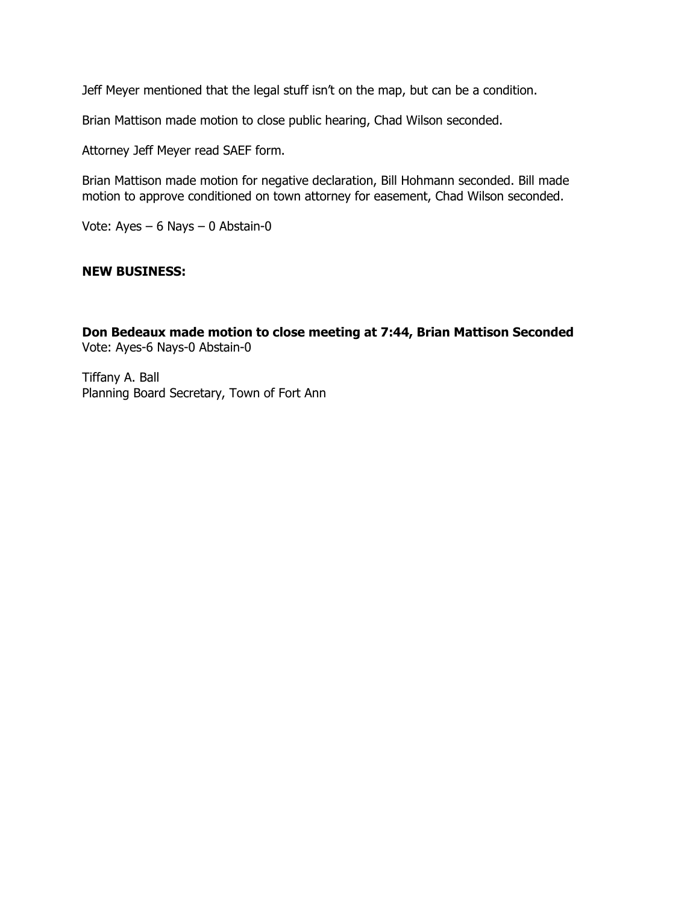Jeff Meyer mentioned that the legal stuff isn't on the map, but can be a condition.

Brian Mattison made motion to close public hearing, Chad Wilson seconded.

Attorney Jeff Meyer read SAEF form.

Brian Mattison made motion for negative declaration, Bill Hohmann seconded. Bill made motion to approve conditioned on town attorney for easement, Chad Wilson seconded.

Vote: Ayes – 6 Nays – 0 Abstain-0

**NEW BUSINESS:**

**Don Bedeaux made motion to close meeting at 7:44, Brian Mattison Seconded**
Vote: Ayes-6 Nays-0 Abstain-0

Tiffany A. Ball
Planning Board Secretary, Town of Fort Ann